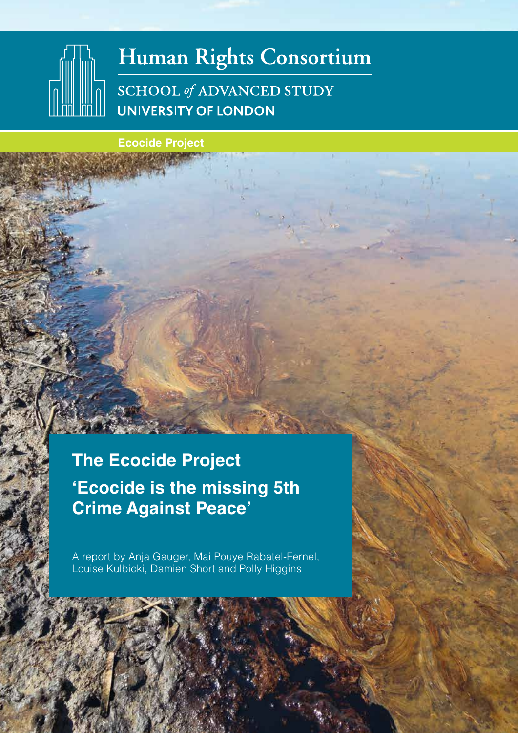Human Rights Consortium

SCHOOL *of* ADVANCED STUDY
UNIVERSITY OF LONDON

**Ecocide Project**

# The Ecocide Project

## 'Ecocide is the missing 5th Crime Against Peace'

A report by Anja Gauger, Mai Pouye Rabatel-Fernel, Louise Kulbicki, Damien Short and Polly Higgins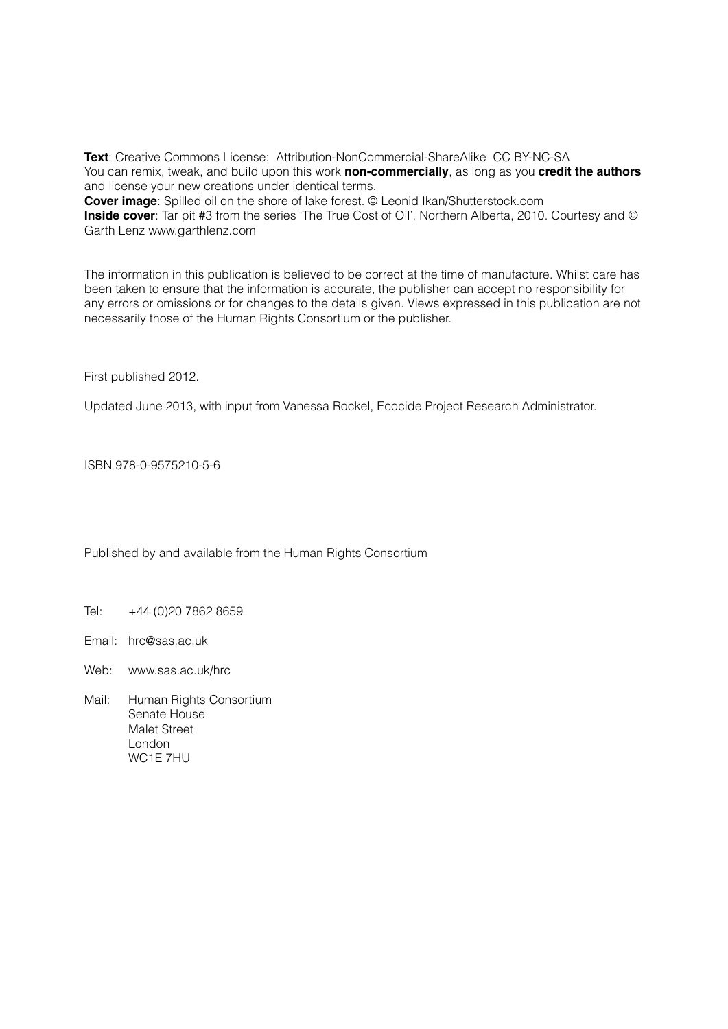**Text**: Creative Commons License: Attribution-NonCommercial-ShareAlike CC BY-NC-SA
You can remix, tweak, and build upon this work **non-commercially**, as long as you **credit the authors** and license your new creations under identical terms.
**Cover image**: Spilled oil on the shore of lake forest. © Leonid Ikan/Shutterstock.com
**Inside cover**: Tar pit #3 from the series 'The True Cost of Oil', Northern Alberta, 2010. Courtesy and © Garth Lenz www.garthlenz.com

The information in this publication is believed to be correct at the time of manufacture. Whilst care has been taken to ensure that the information is accurate, the publisher can accept no responsibility for any errors or omissions or for changes to the details given. Views expressed in this publication are not necessarily those of the Human Rights Consortium or the publisher.

First published 2012.

Updated June 2013, with input from Vanessa Rockel, Ecocide Project Research Administrator.

ISBN 978-0-9575210-5-6

Published by and available from the Human Rights Consortium

Tel: +44 (0)20 7862 8659

Email: hrc@sas.ac.uk

Web: www.sas.ac.uk/hrc

Mail: Human Rights Consortium
Senate House
Malet Street
London
WC1E 7HU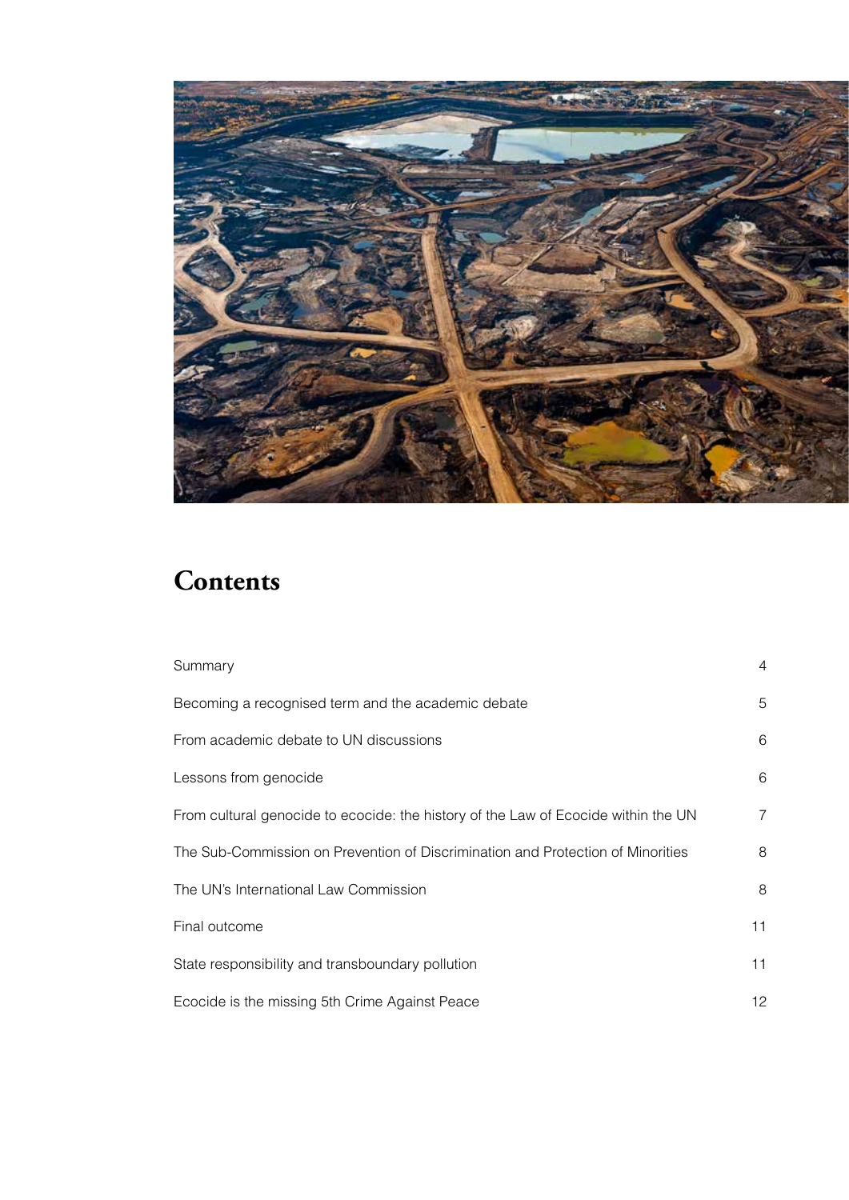# Contents

| | |
|---|---|
| Summary | 4 |
| Becoming a recognised term and the academic debate | 5 |
| From academic debate to UN discussions | 6 |
| Lessons from genocide | 6 |
| From cultural genocide to ecocide: the history of the Law of Ecocide within the UN | 7 |
| The Sub-Commission on Prevention of Discrimination and Protection of Minorities | 8 |
| The UN's International Law Commission | 8 |
| Final outcome | 11 |
| State responsibility and transboundary pollution | 11 |
| Ecocide is the missing 5th Crime Against Peace | 12 |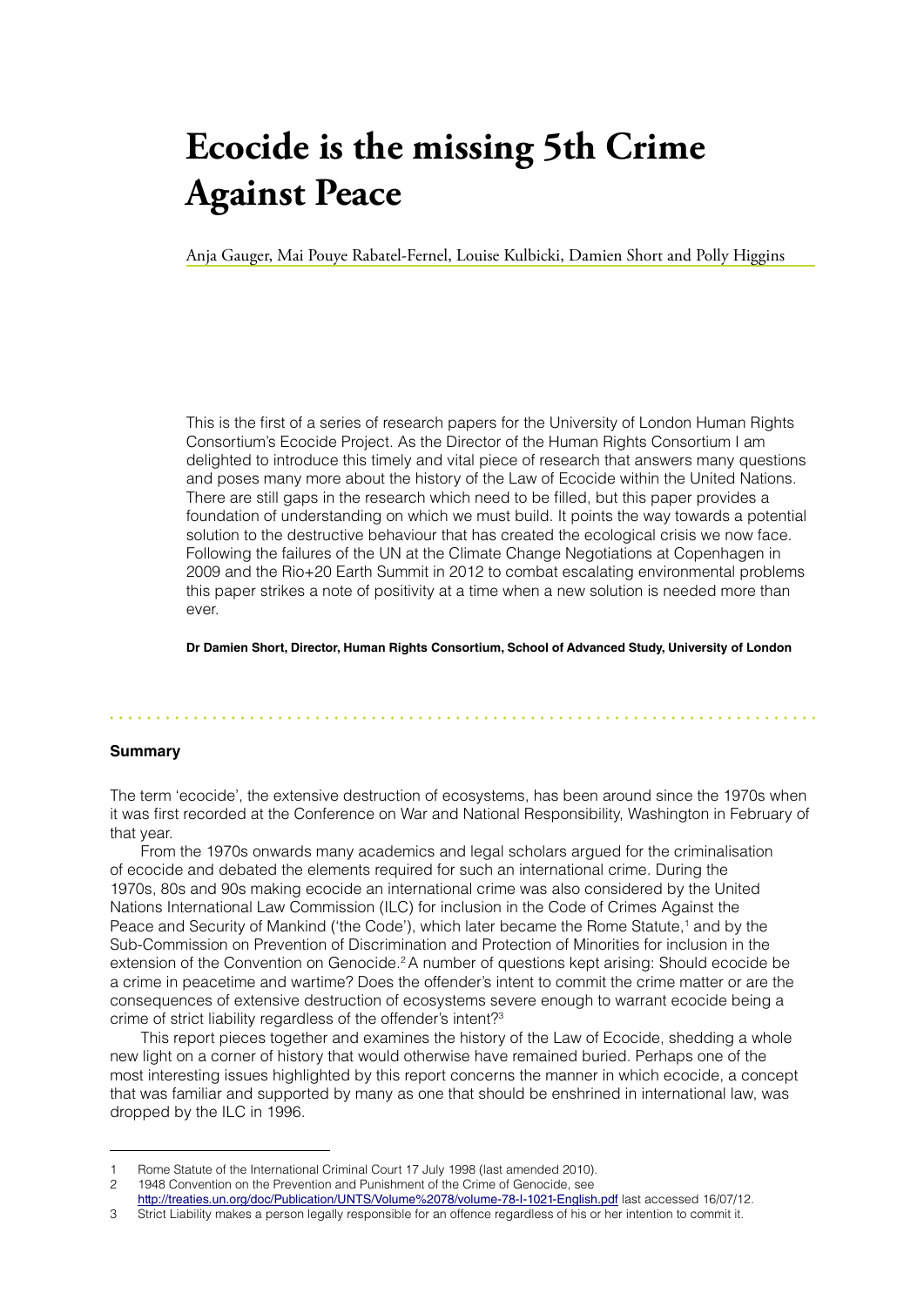# Ecocide is the missing 5th Crime Against Peace

Anja Gauger, Mai Pouye Rabatel-Fernel, Louise Kulbicki, Damien Short and Polly Higgins

This is the first of a series of research papers for the University of London Human Rights Consortium's Ecocide Project. As the Director of the Human Rights Consortium I am delighted to introduce this timely and vital piece of research that answers many questions and poses many more about the history of the Law of Ecocide within the United Nations. There are still gaps in the research which need to be filled, but this paper provides a foundation of understanding on which we must build. It points the way towards a potential solution to the destructive behaviour that has created the ecological crisis we now face. Following the failures of the UN at the Climate Change Negotiations at Copenhagen in 2009 and the Rio+20 Earth Summit in 2012 to combat escalating environmental problems this paper strikes a note of positivity at a time when a new solution is needed more than ever.

**Dr Damien Short, Director, Human Rights Consortium, School of Advanced Study, University of London**

## Summary

The term 'ecocide', the extensive destruction of ecosystems, has been around since the 1970s when it was first recorded at the Conference on War and National Responsibility, Washington in February of that year.

From the 1970s onwards many academics and legal scholars argued for the criminalisation of ecocide and debated the elements required for such an international crime. During the 1970s, 80s and 90s making ecocide an international crime was also considered by the United Nations International Law Commission (ILC) for inclusion in the Code of Crimes Against the Peace and Security of Mankind ('the Code'), which later became the Rome Statute,[1] and by the Sub-Commission on Prevention of Discrimination and Protection of Minorities for inclusion in the extension of the Convention on Genocide.[2] A number of questions kept arising: Should ecocide be a crime in peacetime and wartime? Does the offender's intent to commit the crime matter or are the consequences of extensive destruction of ecosystems severe enough to warrant ecocide being a crime of strict liability regardless of the offender's intent?[3]

This report pieces together and examines the history of the Law of Ecocide, shedding a whole new light on a corner of history that would otherwise have remained buried. Perhaps one of the most interesting issues highlighted by this report concerns the manner in which ecocide, a concept that was familiar and supported by many as one that should be enshrined in international law, was dropped by the ILC in 1996.

---

1 Rome Statute of the International Criminal Court 17 July 1998 (last amended 2010).

2 1948 Convention on the Prevention and Punishment of the Crime of Genocide, see http://treaties.un.org/doc/Publication/UNTS/Volume%2078/volume-78-I-1021-English.pdf last accessed 16/07/12.

3 Strict Liability makes a person legally responsible for an offence regardless of his or her intention to commit it.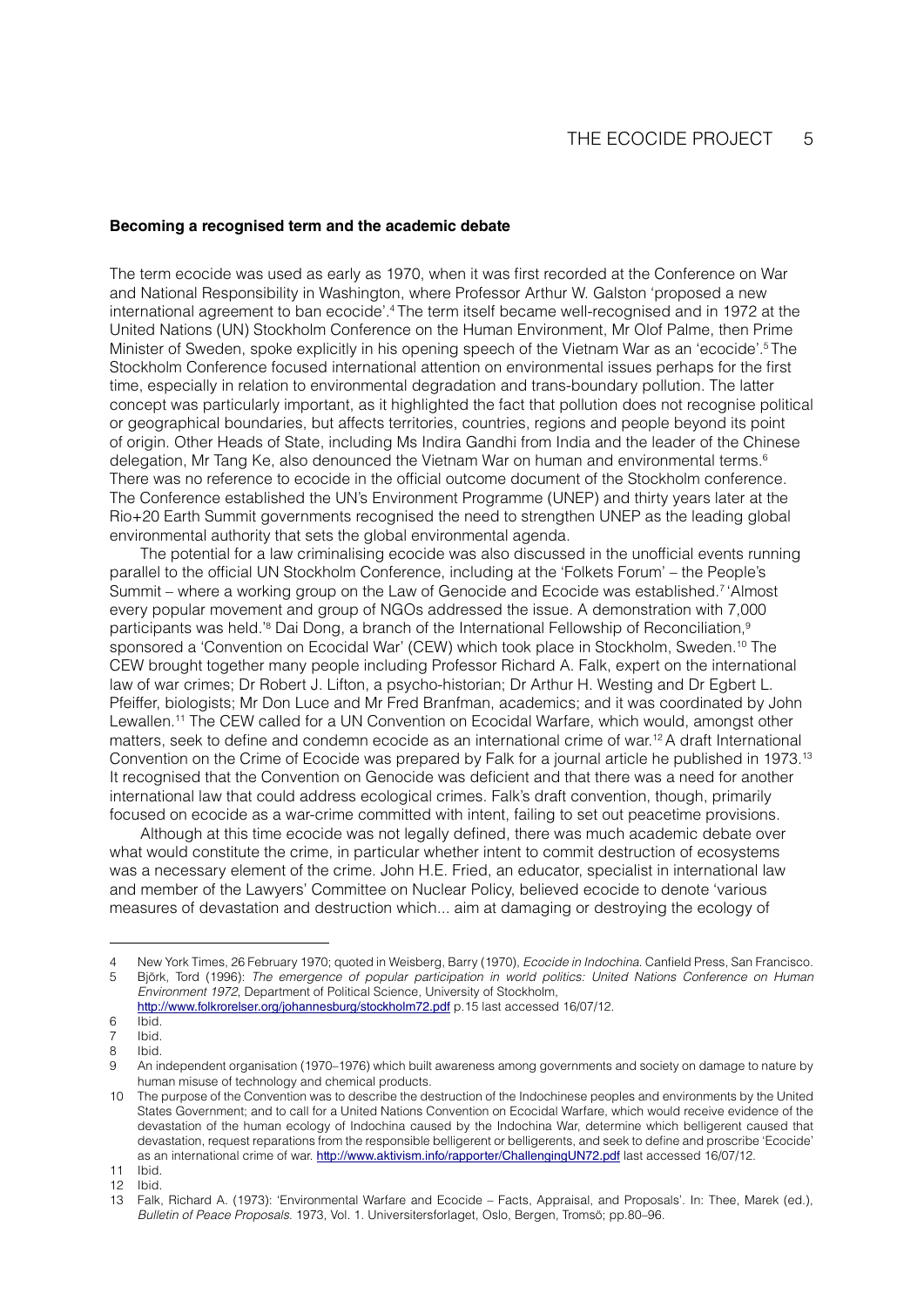**Becoming a recognised term and the academic debate**

The term ecocide was used as early as 1970, when it was first recorded at the Conference on War and National Responsibility in Washington, where Professor Arthur W. Galston 'proposed a new international agreement to ban ecocide'.[4] The term itself became well-recognised and in 1972 at the United Nations (UN) Stockholm Conference on the Human Environment, Mr Olof Palme, then Prime Minister of Sweden, spoke explicitly in his opening speech of the Vietnam War as an 'ecocide'.[5] The Stockholm Conference focused international attention on environmental issues perhaps for the first time, especially in relation to environmental degradation and trans-boundary pollution. The latter concept was particularly important, as it highlighted the fact that pollution does not recognise political or geographical boundaries, but affects territories, countries, regions and people beyond its point of origin. Other Heads of State, including Ms Indira Gandhi from India and the leader of the Chinese delegation, Mr Tang Ke, also denounced the Vietnam War on human and environmental terms.[6] There was no reference to ecocide in the official outcome document of the Stockholm conference. The Conference established the UN's Environment Programme (UNEP) and thirty years later at the Rio+20 Earth Summit governments recognised the need to strengthen UNEP as the leading global environmental authority that sets the global environmental agenda.

The potential for a law criminalising ecocide was also discussed in the unofficial events running parallel to the official UN Stockholm Conference, including at the 'Folkets Forum' – the People's Summit – where a working group on the Law of Genocide and Ecocide was established.[7] 'Almost every popular movement and group of NGOs addressed the issue. A demonstration with 7,000 participants was held.'[8] Dai Dong, a branch of the International Fellowship of Reconciliation,[9] sponsored a 'Convention on Ecocidal War' (CEW) which took place in Stockholm, Sweden.[10] The CEW brought together many people including Professor Richard A. Falk, expert on the international law of war crimes; Dr Robert J. Lifton, a psycho-historian; Dr Arthur H. Westing and Dr Egbert L. Pfeiffer, biologists; Mr Don Luce and Mr Fred Branfman, academics; and it was coordinated by John Lewallen.[11] The CEW called for a UN Convention on Ecocidal Warfare, which would, amongst other matters, seek to define and condemn ecocide as an international crime of war.[12] A draft International Convention on the Crime of Ecocide was prepared by Falk for a journal article he published in 1973.[13] It recognised that the Convention on Genocide was deficient and that there was a need for another international law that could address ecological crimes. Falk's draft convention, though, primarily focused on ecocide as a war-crime committed with intent, failing to set out peacetime provisions.

Although at this time ecocide was not legally defined, there was much academic debate over what would constitute the crime, in particular whether intent to commit destruction of ecosystems was a necessary element of the crime. John H.E. Fried, an educator, specialist in international law and member of the Lawyers' Committee on Nuclear Policy, believed ecocide to denote 'various measures of devastation and destruction which... aim at damaging or destroying the ecology of

---

4 New York Times, 26 February 1970; quoted in Weisberg, Barry (1970), *Ecocide in Indochina*. Canfield Press, San Francisco.

5 Björk, Tord (1996): *The emergence of popular participation in world politics: United Nations Conference on Human Environment 1972*, Department of Political Science, University of Stockholm, http://www.folkrorelser.org/johannesburg/stockholm72.pdf p.15 last accessed 16/07/12.

6 Ibid.

7 Ibid.

8 Ibid.

9 An independent organisation (1970–1976) which built awareness among governments and society on damage to nature by human misuse of technology and chemical products.

10 The purpose of the Convention was to describe the destruction of the Indochinese peoples and environments by the United States Government; and to call for a United Nations Convention on Ecocidal Warfare, which would receive evidence of the devastation of the human ecology of Indochina caused by the Indochina War, determine which belligerent caused that devastation, request reparations from the responsible belligerent or belligerents, and seek to define and proscribe 'Ecocide' as an international crime of war. http://www.aktivism.info/rapporter/ChallengingUN72.pdf last accessed 16/07/12.

11 Ibid.

12 Ibid.

13 Falk, Richard A. (1973): 'Environmental Warfare and Ecocide – Facts, Appraisal, and Proposals'. In: Thee, Marek (ed.), *Bulletin of Peace Proposals.* 1973, Vol. 1. Universitersforlaget, Oslo, Bergen, Tromsö; pp.80–96.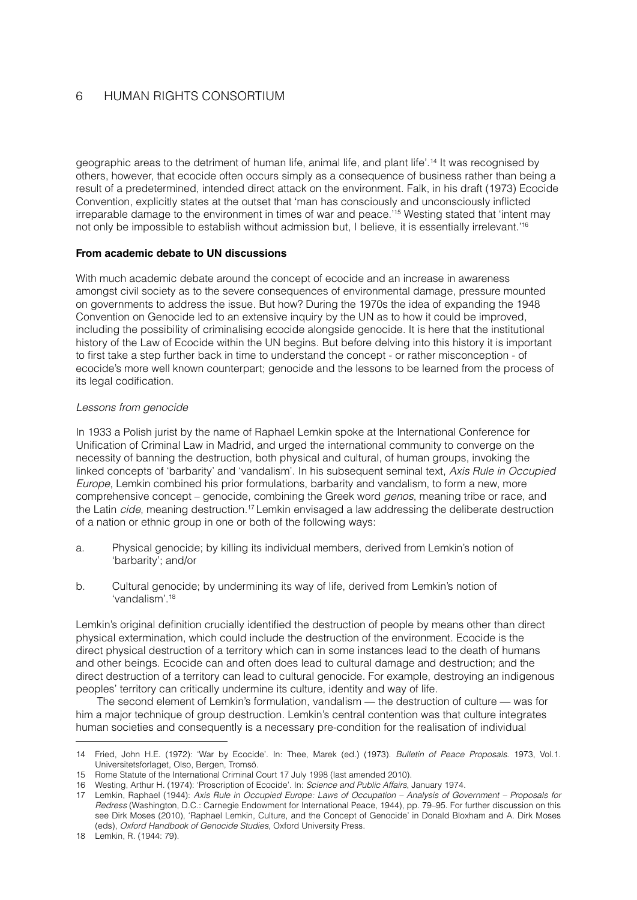geographic areas to the detriment of human life, animal life, and plant life'.[14] It was recognised by others, however, that ecocide often occurs simply as a consequence of business rather than being a result of a predetermined, intended direct attack on the environment. Falk, in his draft (1973) Ecocide Convention, explicitly states at the outset that 'man has consciously and unconsciously inflicted irreparable damage to the environment in times of war and peace.'[15] Westing stated that 'intent may not only be impossible to establish without admission but, I believe, it is essentially irrelevant.'[16]

**From academic debate to UN discussions**

With much academic debate around the concept of ecocide and an increase in awareness amongst civil society as to the severe consequences of environmental damage, pressure mounted on governments to address the issue. But how? During the 1970s the idea of expanding the 1948 Convention on Genocide led to an extensive inquiry by the UN as to how it could be improved, including the possibility of criminalising ecocide alongside genocide. It is here that the institutional history of the Law of Ecocide within the UN begins. But before delving into this history it is important to first take a step further back in time to understand the concept - or rather misconception - of ecocide's more well known counterpart; genocide and the lessons to be learned from the process of its legal codification.

*Lessons from genocide*

In 1933 a Polish jurist by the name of Raphael Lemkin spoke at the International Conference for Unification of Criminal Law in Madrid, and urged the international community to converge on the necessity of banning the destruction, both physical and cultural, of human groups, invoking the linked concepts of 'barbarity' and 'vandalism'. In his subsequent seminal text, *Axis Rule in Occupied Europe*, Lemkin combined his prior formulations, barbarity and vandalism, to form a new, more comprehensive concept – genocide, combining the Greek word *genos*, meaning tribe or race, and the Latin *cide*, meaning destruction.[17] Lemkin envisaged a law addressing the deliberate destruction of a nation or ethnic group in one or both of the following ways:

a. Physical genocide; by killing its individual members, derived from Lemkin's notion of 'barbarity'; and/or

b. Cultural genocide; by undermining its way of life, derived from Lemkin's notion of 'vandalism'.[18]

Lemkin's original definition crucially identified the destruction of people by means other than direct physical extermination, which could include the destruction of the environment. Ecocide is the direct physical destruction of a territory which can in some instances lead to the death of humans and other beings. Ecocide can and often does lead to cultural damage and destruction; and the direct destruction of a territory can lead to cultural genocide. For example, destroying an indigenous peoples' territory can critically undermine its culture, identity and way of life.

The second element of Lemkin's formulation, vandalism — the destruction of culture — was for him a major technique of group destruction. Lemkin's central contention was that culture integrates human societies and consequently is a necessary pre-condition for the realisation of individual

---

14 Fried, John H.E. (1972): 'War by Ecocide'. In: Thee, Marek (ed.) (1973). *Bulletin of Peace Proposals*. 1973, Vol.1. Universitetsforlaget, Olso, Bergen, Tromsö.

15 Rome Statute of the International Criminal Court 17 July 1998 (last amended 2010).

16 Westing, Arthur H. (1974): 'Proscription of Ecocide'. In: *Science and Public Affairs*, January 1974.

17 Lemkin, Raphael (1944): *Axis Rule in Occupied Europe: Laws of Occupation – Analysis of Government – Proposals for Redress* (Washington, D.C.: Carnegie Endowment for International Peace, 1944), pp. 79–95. For further discussion on this see Dirk Moses (2010), 'Raphael Lemkin, Culture, and the Concept of Genocide' in Donald Bloxham and A. Dirk Moses (eds), *Oxford Handbook of Genocide Studies*, Oxford University Press.

18 Lemkin, R. (1944: 79).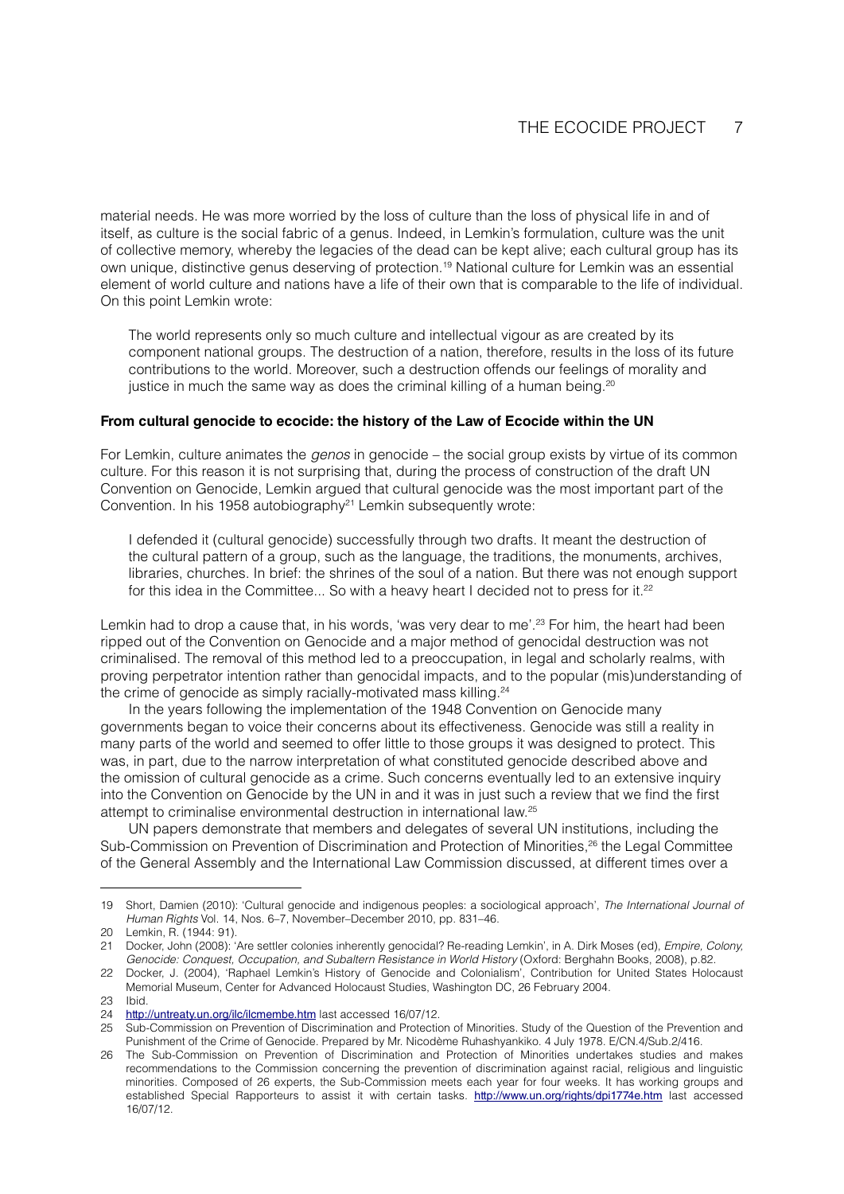material needs. He was more worried by the loss of culture than the loss of physical life in and of itself, as culture is the social fabric of a genus. Indeed, in Lemkin's formulation, culture was the unit of collective memory, whereby the legacies of the dead can be kept alive; each cultural group has its own unique, distinctive genus deserving of protection.[19] National culture for Lemkin was an essential element of world culture and nations have a life of their own that is comparable to the life of individual. On this point Lemkin wrote:

> The world represents only so much culture and intellectual vigour as are created by its component national groups. The destruction of a nation, therefore, results in the loss of its future contributions to the world. Moreover, such a destruction offends our feelings of morality and justice in much the same way as does the criminal killing of a human being.[20]

**From cultural genocide to ecocide: the history of the Law of Ecocide within the UN**

For Lemkin, culture animates the *genos* in genocide – the social group exists by virtue of its common culture. For this reason it is not surprising that, during the process of construction of the draft UN Convention on Genocide, Lemkin argued that cultural genocide was the most important part of the Convention. In his 1958 autobiography[21] Lemkin subsequently wrote:

> I defended it (cultural genocide) successfully through two drafts. It meant the destruction of the cultural pattern of a group, such as the language, the traditions, the monuments, archives, libraries, churches. In brief: the shrines of the soul of a nation. But there was not enough support for this idea in the Committee... So with a heavy heart I decided not to press for it.[22]

Lemkin had to drop a cause that, in his words, 'was very dear to me'.[23] For him, the heart had been ripped out of the Convention on Genocide and a major method of genocidal destruction was not criminalised. The removal of this method led to a preoccupation, in legal and scholarly realms, with proving perpetrator intention rather than genocidal impacts, and to the popular (mis)understanding of the crime of genocide as simply racially-motivated mass killing.[24]

In the years following the implementation of the 1948 Convention on Genocide many governments began to voice their concerns about its effectiveness. Genocide was still a reality in many parts of the world and seemed to offer little to those groups it was designed to protect. This was, in part, due to the narrow interpretation of what constituted genocide described above and the omission of cultural genocide as a crime. Such concerns eventually led to an extensive inquiry into the Convention on Genocide by the UN in and it was in just such a review that we find the first attempt to criminalise environmental destruction in international law.[25]

UN papers demonstrate that members and delegates of several UN institutions, including the Sub-Commission on Prevention of Discrimination and Protection of Minorities,[26] the Legal Committee of the General Assembly and the International Law Commission discussed, at different times over a

---

19 Short, Damien (2010): 'Cultural genocide and indigenous peoples: a sociological approach', *The International Journal of Human Rights* Vol. 14, Nos. 6–7, November–December 2010, pp. 831–46.

20 Lemkin, R. (1944: 91).

21 Docker, John (2008): 'Are settler colonies inherently genocidal? Re-reading Lemkin', in A. Dirk Moses (ed), *Empire, Colony, Genocide: Conquest, Occupation, and Subaltern Resistance in World History* (Oxford: Berghahn Books, 2008), p.82.

22 Docker, J. (2004), 'Raphael Lemkin's History of Genocide and Colonialism', Contribution for United States Holocaust Memorial Museum, Center for Advanced Holocaust Studies, Washington DC, 26 February 2004.

23 Ibid.

24 http://untreaty.un.org/ilc/ilcmembe.htm last accessed 16/07/12.

25 Sub-Commission on Prevention of Discrimination and Protection of Minorities. Study of the Question of the Prevention and Punishment of the Crime of Genocide. Prepared by Mr. Nicodème Ruhashyankiko. 4 July 1978. E/CN.4/Sub.2/416.

26 The Sub-Commission on Prevention of Discrimination and Protection of Minorities undertakes studies and makes recommendations to the Commission concerning the prevention of discrimination against racial, religious and linguistic minorities. Composed of 26 experts, the Sub-Commission meets each year for four weeks. It has working groups and established Special Rapporteurs to assist it with certain tasks. http://www.un.org/rights/dpi1774e.htm last accessed 16/07/12.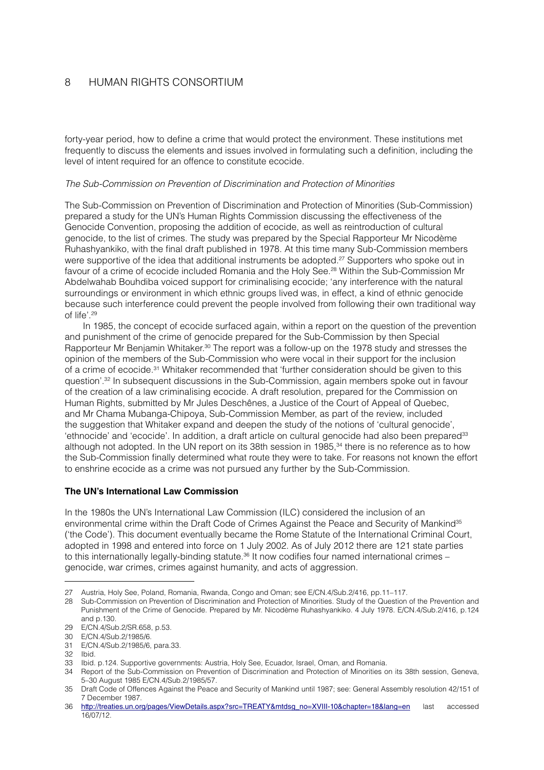forty-year period, how to define a crime that would protect the environment. These institutions met frequently to discuss the elements and issues involved in formulating such a definition, including the level of intent required for an offence to constitute ecocide.

*The Sub-Commission on Prevention of Discrimination and Protection of Minorities*

The Sub-Commission on Prevention of Discrimination and Protection of Minorities (Sub-Commission) prepared a study for the UN's Human Rights Commission discussing the effectiveness of the Genocide Convention, proposing the addition of ecocide, as well as reintroduction of cultural genocide, to the list of crimes. The study was prepared by the Special Rapporteur Mr Nicodème Ruhashyankiko, with the final draft published in 1978. At this time many Sub-Commission members were supportive of the idea that additional instruments be adopted.[27] Supporters who spoke out in favour of a crime of ecocide included Romania and the Holy See.[28] Within the Sub-Commission Mr Abdelwahab Bouhdiba voiced support for criminalising ecocide; 'any interference with the natural surroundings or environment in which ethnic groups lived was, in effect, a kind of ethnic genocide because such interference could prevent the people involved from following their own traditional way of life'.[29]

In 1985, the concept of ecocide surfaced again, within a report on the question of the prevention and punishment of the crime of genocide prepared for the Sub-Commission by then Special Rapporteur Mr Benjamin Whitaker.[30] The report was a follow-up on the 1978 study and stresses the opinion of the members of the Sub-Commission who were vocal in their support for the inclusion of a crime of ecocide.[31] Whitaker recommended that 'further consideration should be given to this question'.[32] In subsequent discussions in the Sub-Commission, again members spoke out in favour of the creation of a law criminalising ecocide. A draft resolution, prepared for the Commission on Human Rights, submitted by Mr Jules Deschênes, a Justice of the Court of Appeal of Quebec, and Mr Chama Mubanga-Chipoya, Sub-Commission Member, as part of the review, included the suggestion that Whitaker expand and deepen the study of the notions of 'cultural genocide', 'ethnocide' and 'ecocide'. In addition, a draft article on cultural genocide had also been prepared[33] although not adopted. In the UN report on its 38th session in 1985,[34] there is no reference as to how the Sub-Commission finally determined what route they were to take. For reasons not known the effort to enshrine ecocide as a crime was not pursued any further by the Sub-Commission.

**The UN's International Law Commission**

In the 1980s the UN's International Law Commission (ILC) considered the inclusion of an environmental crime within the Draft Code of Crimes Against the Peace and Security of Mankind[35] ('the Code'). This document eventually became the Rome Statute of the International Criminal Court, adopted in 1998 and entered into force on 1 July 2002. As of July 2012 there are 121 state parties to this internationally legally-binding statute.[36] It now codifies four named international crimes – genocide, war crimes, crimes against humanity, and acts of aggression.

---

27 Austria, Holy See, Poland, Romania, Rwanda, Congo and Oman; see E/CN.4/Sub.2/416, pp.11–117.

28 Sub-Commission on Prevention of Discrimination and Protection of Minorities. Study of the Question of the Prevention and Punishment of the Crime of Genocide. Prepared by Mr. Nicodème Ruhashyankiko. 4 July 1978. E/CN.4/Sub.2/416, p.124 and p.130.

29 E/CN.4/Sub.2/SR.658, p.53.

30 E/CN.4/Sub.2/1985/6.

31 E/CN.4/Sub.2/1985/6, para.33.

32 Ibid.

33 Ibid. p.124. Supportive governments: Austria, Holy See, Ecuador, Israel, Oman, and Romania.

34 Report of the Sub-Commission on Prevention of Discrimination and Protection of Minorities on its 38th session, Geneva, 5–30 August 1985 E/CN.4/Sub.2/1985/57.

35 Draft Code of Offences Against the Peace and Security of Mankind until 1987; see: General Assembly resolution 42/151 of 7 December 1987.

36 http://treaties.un.org/pages/ViewDetails.aspx?src=TREATY&mtdsg_no=XVIII-10&chapter=18&lang=en last accessed 16/07/12.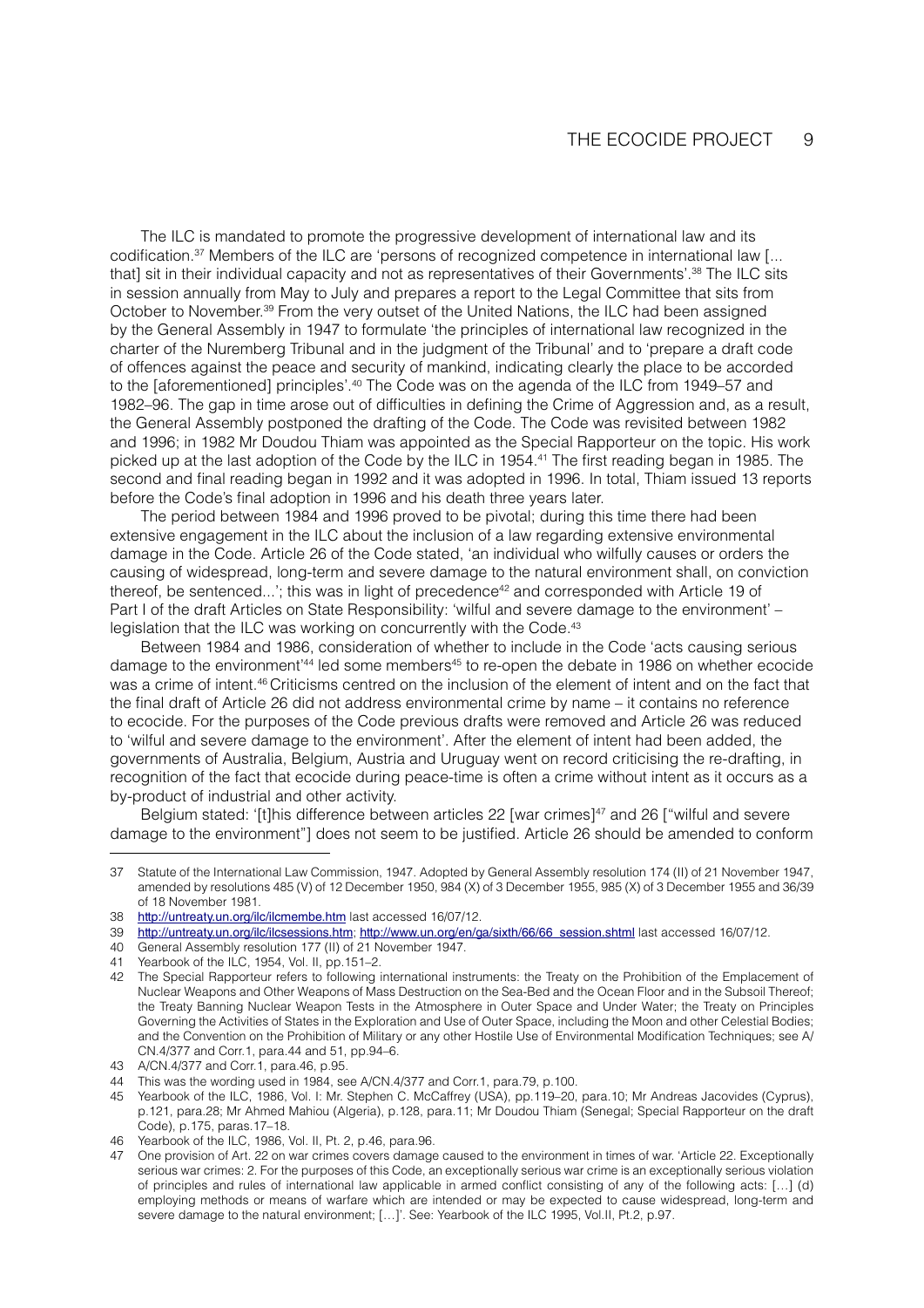The ILC is mandated to promote the progressive development of international law and its codification.[37] Members of the ILC are 'persons of recognized competence in international law [... that] sit in their individual capacity and not as representatives of their Governments'.[38] The ILC sits in session annually from May to July and prepares a report to the Legal Committee that sits from October to November.[39] From the very outset of the United Nations, the ILC had been assigned by the General Assembly in 1947 to formulate 'the principles of international law recognized in the charter of the Nuremberg Tribunal and in the judgment of the Tribunal' and to 'prepare a draft code of offences against the peace and security of mankind, indicating clearly the place to be accorded to the [aforementioned] principles'.[40] The Code was on the agenda of the ILC from 1949–57 and 1982–96. The gap in time arose out of difficulties in defining the Crime of Aggression and, as a result, the General Assembly postponed the drafting of the Code. The Code was revisited between 1982 and 1996; in 1982 Mr Doudou Thiam was appointed as the Special Rapporteur on the topic. His work picked up at the last adoption of the Code by the ILC in 1954.[41] The first reading began in 1985. The second and final reading began in 1992 and it was adopted in 1996. In total, Thiam issued 13 reports before the Code's final adoption in 1996 and his death three years later.

The period between 1984 and 1996 proved to be pivotal; during this time there had been extensive engagement in the ILC about the inclusion of a law regarding extensive environmental damage in the Code. Article 26 of the Code stated, 'an individual who wilfully causes or orders the causing of widespread, long-term and severe damage to the natural environment shall, on conviction thereof, be sentenced...'; this was in light of precedence[42] and corresponded with Article 19 of Part I of the draft Articles on State Responsibility: 'wilful and severe damage to the environment' – legislation that the ILC was working on concurrently with the Code.[43]

Between 1984 and 1986, consideration of whether to include in the Code 'acts causing serious damage to the environment'[44] led some members[45] to re-open the debate in 1986 on whether ecocide was a crime of intent.[46] Criticisms centred on the inclusion of the element of intent and on the fact that the final draft of Article 26 did not address environmental crime by name – it contains no reference to ecocide. For the purposes of the Code previous drafts were removed and Article 26 was reduced to 'wilful and severe damage to the environment'. After the element of intent had been added, the governments of Australia, Belgium, Austria and Uruguay went on record criticising the re-drafting, in recognition of the fact that ecocide during peace-time is often a crime without intent as it occurs as a by-product of industrial and other activity.

Belgium stated: '[t]his difference between articles 22 [war crimes][47] and 26 ["wilful and severe damage to the environment"] does not seem to be justified. Article 26 should be amended to conform

---

37 Statute of the International Law Commission, 1947. Adopted by General Assembly resolution 174 (II) of 21 November 1947, amended by resolutions 485 (V) of 12 December 1950, 984 (X) of 3 December 1955, 985 (X) of 3 December 1955 and 36/39 of 18 November 1981.

38 http://untreaty.un.org/ilc/ilcmembe.htm last accessed 16/07/12.

39 http://untreaty.un.org/ilc/ilcsessions.htm; http://www.un.org/en/ga/sixth/66/66_session.shtml last accessed 16/07/12.

40 General Assembly resolution 177 (II) of 21 November 1947.

41 Yearbook of the ILC, 1954, Vol. II, pp.151–2.

42 The Special Rapporteur refers to following international instruments: the Treaty on the Prohibition of the Emplacement of Nuclear Weapons and Other Weapons of Mass Destruction on the Sea-Bed and the Ocean Floor and in the Subsoil Thereof; the Treaty Banning Nuclear Weapon Tests in the Atmosphere in Outer Space and Under Water; the Treaty on Principles Governing the Activities of States in the Exploration and Use of Outer Space, including the Moon and other Celestial Bodies; and the Convention on the Prohibition of Military or any other Hostile Use of Environmental Modification Techniques; see A/CN.4/377 and Corr.1, para.44 and 51, pp.94–6.

43 A/CN.4/377 and Corr.1, para.46, p.95.

44 This was the wording used in 1984, see A/CN.4/377 and Corr.1, para.79, p.100.

45 Yearbook of the ILC, 1986, Vol. I: Mr. Stephen C. McCaffrey (USA), pp.119–20, para.10; Mr Andreas Jacovides (Cyprus), p.121, para.28; Mr Ahmed Mahiou (Algeria), p.128, para.11; Mr Doudou Thiam (Senegal; Special Rapporteur on the draft Code), p.175, paras.17–18.

46 Yearbook of the ILC, 1986, Vol. II, Pt. 2, p.46, para.96.

47 One provision of Art. 22 on war crimes covers damage caused to the environment in times of war. 'Article 22. Exceptionally serious war crimes: 2. For the purposes of this Code, an exceptionally serious war crime is an exceptionally serious violation of principles and rules of international law applicable in armed conflict consisting of any of the following acts: […] (d) employing methods or means of warfare which are intended or may be expected to cause widespread, long-term and severe damage to the natural environment; […]'. See: Yearbook of the ILC 1995, Vol.II, Pt.2, p.97.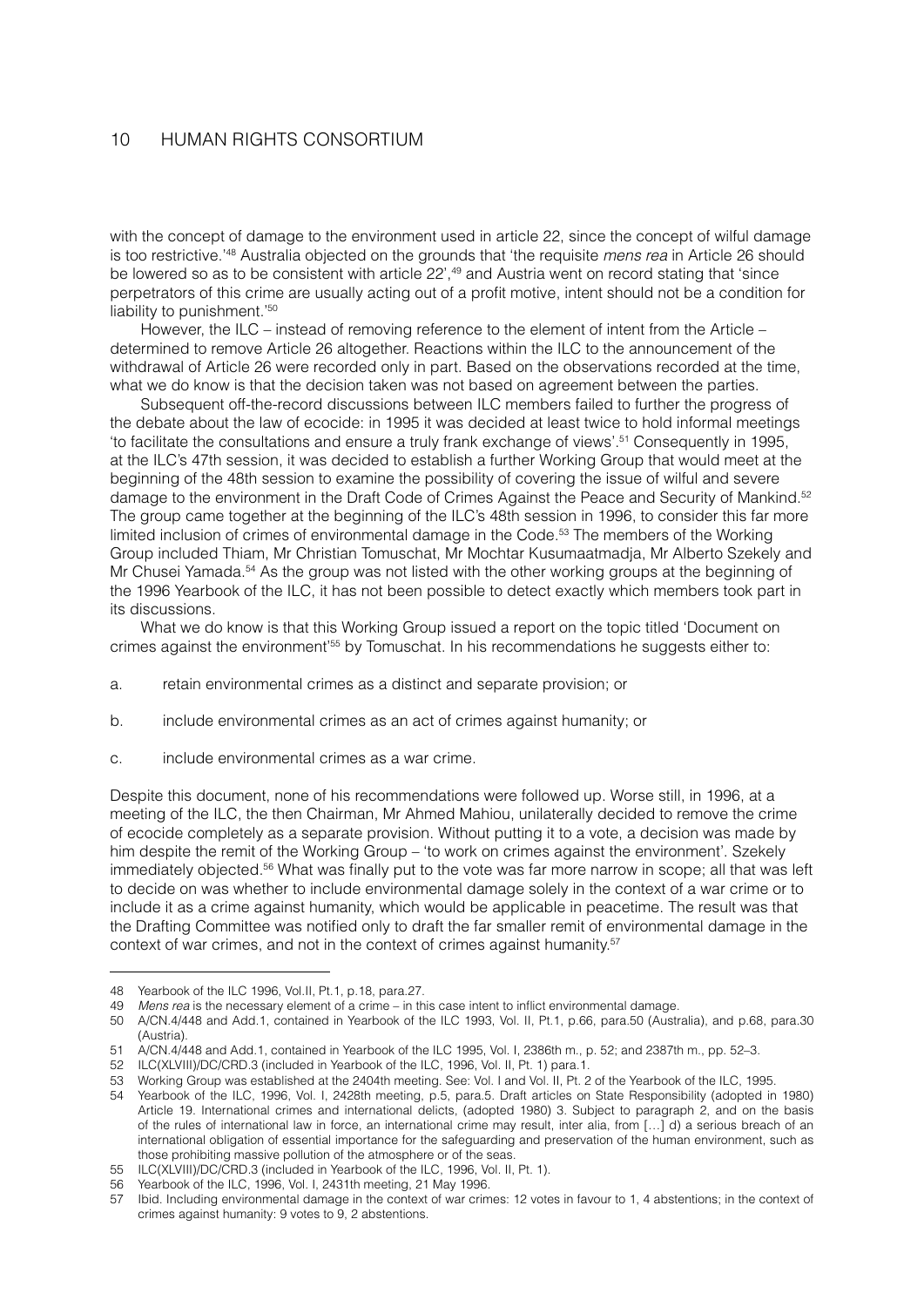with the concept of damage to the environment used in article 22, since the concept of wilful damage is too restrictive.'[48] Australia objected on the grounds that 'the requisite *mens rea* in Article 26 should be lowered so as to be consistent with article 22',[49] and Austria went on record stating that 'since perpetrators of this crime are usually acting out of a profit motive, intent should not be a condition for liability to punishment.'[50]

However, the ILC – instead of removing reference to the element of intent from the Article – determined to remove Article 26 altogether. Reactions within the ILC to the announcement of the withdrawal of Article 26 were recorded only in part. Based on the observations recorded at the time, what we do know is that the decision taken was not based on agreement between the parties.

Subsequent off-the-record discussions between ILC members failed to further the progress of the debate about the law of ecocide: in 1995 it was decided at least twice to hold informal meetings 'to facilitate the consultations and ensure a truly frank exchange of views'.[51] Consequently in 1995, at the ILC's 47th session, it was decided to establish a further Working Group that would meet at the beginning of the 48th session to examine the possibility of covering the issue of wilful and severe damage to the environment in the Draft Code of Crimes Against the Peace and Security of Mankind.[52] The group came together at the beginning of the ILC's 48th session in 1996, to consider this far more limited inclusion of crimes of environmental damage in the Code.[53] The members of the Working Group included Thiam, Mr Christian Tomuschat, Mr Mochtar Kusumaatmadja, Mr Alberto Szekely and Mr Chusei Yamada.[54] As the group was not listed with the other working groups at the beginning of the 1996 Yearbook of the ILC, it has not been possible to detect exactly which members took part in its discussions.

What we do know is that this Working Group issued a report on the topic titled 'Document on crimes against the environment'[55] by Tomuschat. In his recommendations he suggests either to:

a. retain environmental crimes as a distinct and separate provision; or

b. include environmental crimes as an act of crimes against humanity; or

c. include environmental crimes as a war crime.

Despite this document, none of his recommendations were followed up. Worse still, in 1996, at a meeting of the ILC, the then Chairman, Mr Ahmed Mahiou, unilaterally decided to remove the crime of ecocide completely as a separate provision. Without putting it to a vote, a decision was made by him despite the remit of the Working Group – 'to work on crimes against the environment'. Szekely immediately objected.[56] What was finally put to the vote was far more narrow in scope; all that was left to decide on was whether to include environmental damage solely in the context of a war crime or to include it as a crime against humanity, which would be applicable in peacetime. The result was that the Drafting Committee was notified only to draft the far smaller remit of environmental damage in the context of war crimes, and not in the context of crimes against humanity.[57]

---

48 Yearbook of the ILC 1996, Vol.II, Pt.1, p.18, para.27.

49 *Mens rea* is the necessary element of a crime – in this case intent to inflict environmental damage.

50 A/CN.4/448 and Add.1, contained in Yearbook of the ILC 1993, Vol. II, Pt.1, p.66, para.50 (Australia), and p.68, para.30 (Austria).

51 A/CN.4/448 and Add.1, contained in Yearbook of the ILC 1995, Vol. I, 2386th m., p. 52; and 2387th m., pp. 52–3.

52 ILC(XLVIII)/DC/CRD.3 (included in Yearbook of the ILC, 1996, Vol. II, Pt. 1) para.1.

53 Working Group was established at the 2404th meeting. See: Vol. I and Vol. II, Pt. 2 of the Yearbook of the ILC, 1995.

54 Yearbook of the ILC, 1996, Vol. I, 2428th meeting, p.5, para.5. Draft articles on State Responsibility (adopted in 1980) Article 19. International crimes and international delicts, (adopted 1980) 3. Subject to paragraph 2, and on the basis of the rules of international law in force, an international crime may result, inter alia, from […] d) a serious breach of an international obligation of essential importance for the safeguarding and preservation of the human environment, such as those prohibiting massive pollution of the atmosphere or of the seas.

55 ILC(XLVIII)/DC/CRD.3 (included in Yearbook of the ILC, 1996, Vol. II, Pt. 1).

56 Yearbook of the ILC, 1996, Vol. I, 2431th meeting, 21 May 1996.

57 Ibid. Including environmental damage in the context of war crimes: 12 votes in favour to 1, 4 abstentions; in the context of crimes against humanity: 9 votes to 9, 2 abstentions.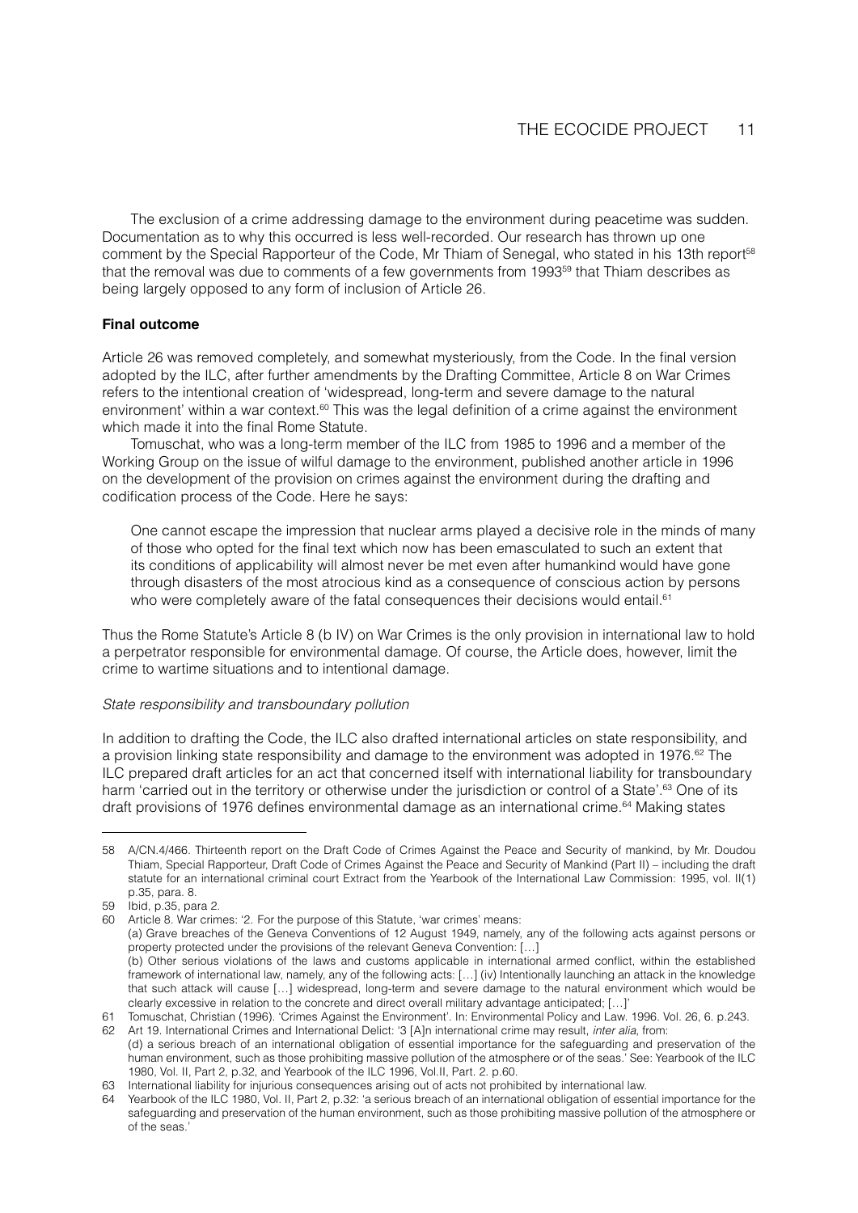The exclusion of a crime addressing damage to the environment during peacetime was sudden. Documentation as to why this occurred is less well-recorded. Our research has thrown up one comment by the Special Rapporteur of the Code, Mr Thiam of Senegal, who stated in his 13th report[58] that the removal was due to comments of a few governments from 1993[59] that Thiam describes as being largely opposed to any form of inclusion of Article 26.

**Final outcome**

Article 26 was removed completely, and somewhat mysteriously, from the Code. In the final version adopted by the ILC, after further amendments by the Drafting Committee, Article 8 on War Crimes refers to the intentional creation of 'widespread, long-term and severe damage to the natural environment' within a war context.[60] This was the legal definition of a crime against the environment which made it into the final Rome Statute.

Tomuschat, who was a long-term member of the ILC from 1985 to 1996 and a member of the Working Group on the issue of wilful damage to the environment, published another article in 1996 on the development of the provision on crimes against the environment during the drafting and codification process of the Code. Here he says:

> One cannot escape the impression that nuclear arms played a decisive role in the minds of many of those who opted for the final text which now has been emasculated to such an extent that its conditions of applicability will almost never be met even after humankind would have gone through disasters of the most atrocious kind as a consequence of conscious action by persons who were completely aware of the fatal consequences their decisions would entail.[61]

Thus the Rome Statute's Article 8 (b IV) on War Crimes is the only provision in international law to hold a perpetrator responsible for environmental damage. Of course, the Article does, however, limit the crime to wartime situations and to intentional damage.

*State responsibility and transboundary pollution*

In addition to drafting the Code, the ILC also drafted international articles on state responsibility, and a provision linking state responsibility and damage to the environment was adopted in 1976.[62] The ILC prepared draft articles for an act that concerned itself with international liability for transboundary harm 'carried out in the territory or otherwise under the jurisdiction or control of a State'.[63] One of its draft provisions of 1976 defines environmental damage as an international crime.[64] Making states

---

58 A/CN.4/466. Thirteenth report on the Draft Code of Crimes Against the Peace and Security of mankind, by Mr. Doudou Thiam, Special Rapporteur, Draft Code of Crimes Against the Peace and Security of Mankind (Part II) – including the draft statute for an international criminal court Extract from the Yearbook of the International Law Commission: 1995, vol. II(1) p.35, para. 8.

59 Ibid, p.35, para 2.

60 Article 8. War crimes: '2. For the purpose of this Statute, 'war crimes' means:
(a) Grave breaches of the Geneva Conventions of 12 August 1949, namely, any of the following acts against persons or property protected under the provisions of the relevant Geneva Convention: […]
(b) Other serious violations of the laws and customs applicable in international armed conflict, within the established framework of international law, namely, any of the following acts: […] (iv) Intentionally launching an attack in the knowledge that such attack will cause […] widespread, long-term and severe damage to the natural environment which would be clearly excessive in relation to the concrete and direct overall military advantage anticipated; […]'

61 Tomuschat, Christian (1996). 'Crimes Against the Environment'. In: Environmental Policy and Law. 1996. Vol. 26, 6. p.243.

62 Art 19. International Crimes and International Delict: '3 [A]n international crime may result, *inter alia*, from:
(d) a serious breach of an international obligation of essential importance for the safeguarding and preservation of the human environment, such as those prohibiting massive pollution of the atmosphere or of the seas.' See: Yearbook of the ILC 1980, Vol. II, Part 2, p.32, and Yearbook of the ILC 1996, Vol.II, Part. 2. p.60.

63 International liability for injurious consequences arising out of acts not prohibited by international law.

64 Yearbook of the ILC 1980, Vol. II, Part 2, p.32: 'a serious breach of an international obligation of essential importance for the safeguarding and preservation of the human environment, such as those prohibiting massive pollution of the atmosphere or of the seas.'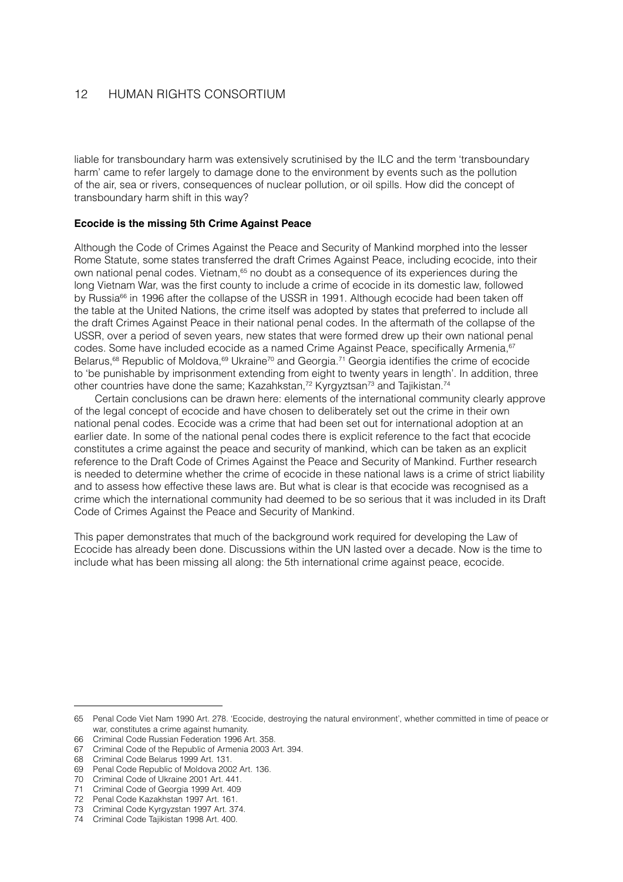liable for transboundary harm was extensively scrutinised by the ILC and the term 'transboundary harm' came to refer largely to damage done to the environment by events such as the pollution of the air, sea or rivers, consequences of nuclear pollution, or oil spills. How did the concept of transboundary harm shift in this way?

**Ecocide is the missing 5th Crime Against Peace**

Although the Code of Crimes Against the Peace and Security of Mankind morphed into the lesser Rome Statute, some states transferred the draft Crimes Against Peace, including ecocide, into their own national penal codes. Vietnam,[65] no doubt as a consequence of its experiences during the long Vietnam War, was the first county to include a crime of ecocide in its domestic law, followed by Russia[66] in 1996 after the collapse of the USSR in 1991. Although ecocide had been taken off the table at the United Nations, the crime itself was adopted by states that preferred to include all the draft Crimes Against Peace in their national penal codes. In the aftermath of the collapse of the USSR, over a period of seven years, new states that were formed drew up their own national penal codes. Some have included ecocide as a named Crime Against Peace, specifically Armenia,[67] Belarus,[68] Republic of Moldova,[69] Ukraine[70] and Georgia.[71] Georgia identifies the crime of ecocide to 'be punishable by imprisonment extending from eight to twenty years in length'. In addition, three other countries have done the same; Kazahkstan,[72] Kyrgyztsan[73] and Tajikistan.[74]

Certain conclusions can be drawn here: elements of the international community clearly approve of the legal concept of ecocide and have chosen to deliberately set out the crime in their own national penal codes. Ecocide was a crime that had been set out for international adoption at an earlier date. In some of the national penal codes there is explicit reference to the fact that ecocide constitutes a crime against the peace and security of mankind, which can be taken as an explicit reference to the Draft Code of Crimes Against the Peace and Security of Mankind. Further research is needed to determine whether the crime of ecocide in these national laws is a crime of strict liability and to assess how effective these laws are. But what is clear is that ecocide was recognised as a crime which the international community had deemed to be so serious that it was included in its Draft Code of Crimes Against the Peace and Security of Mankind.

This paper demonstrates that much of the background work required for developing the Law of Ecocide has already been done. Discussions within the UN lasted over a decade. Now is the time to include what has been missing all along: the 5th international crime against peace, ecocide.

---

65 Penal Code Viet Nam 1990 Art. 278. 'Ecocide, destroying the natural environment', whether committed in time of peace or war, constitutes a crime against humanity.

66 Criminal Code Russian Federation 1996 Art. 358.

67 Criminal Code of the Republic of Armenia 2003 Art. 394.

68 Criminal Code Belarus 1999 Art. 131.

69 Penal Code Republic of Moldova 2002 Art. 136.

70 Criminal Code of Ukraine 2001 Art. 441.

71 Criminal Code of Georgia 1999 Art. 409

72 Penal Code Kazakhstan 1997 Art. 161.

73 Criminal Code Kyrgyzstan 1997 Art. 374.

74 Criminal Code Tajikistan 1998 Art. 400.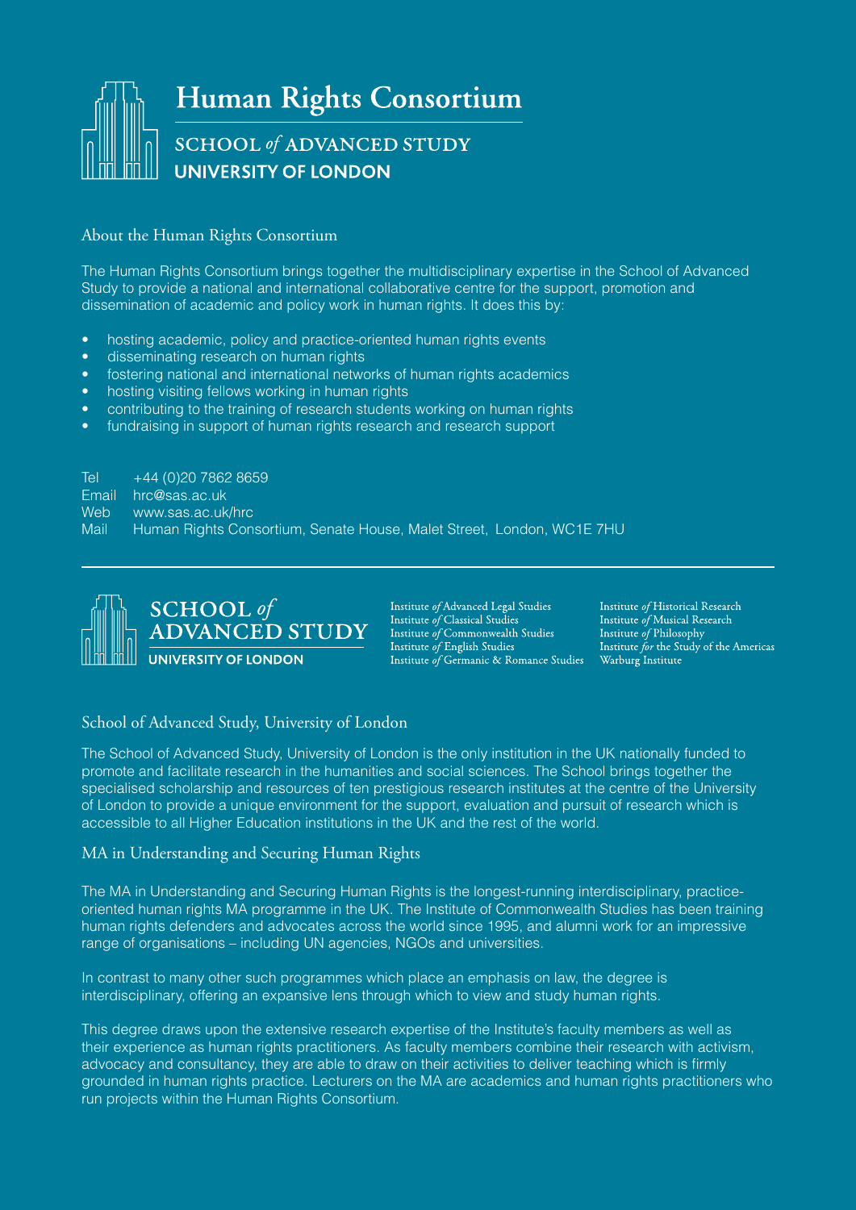# Human Rights Consortium

SCHOOL *of* ADVANCED STUDY
**UNIVERSITY OF LONDON**

## About the Human Rights Consortium

The Human Rights Consortium brings together the multidisciplinary expertise in the School of Advanced Study to provide a national and international collaborative centre for the support, promotion and dissemination of academic and policy work in human rights. It does this by:

- hosting academic, policy and practice-oriented human rights events
- disseminating research on human rights
- fostering national and international networks of human rights academics
- hosting visiting fellows working in human rights
- contributing to the training of research students working on human rights
- fundraising in support of human rights research and research support

Tel +44 (0)20 7862 8659
Email hrc@sas.ac.uk
Web www.sas.ac.uk/hrc
Mail Human Rights Consortium, Senate House, Malet Street, London, WC1E 7HU

---

SCHOOL *of* ADVANCED STUDY
**UNIVERSITY OF LONDON**

Institute *of* Advanced Legal Studies
Institute *of* Classical Studies
Institute *of* Commonwealth Studies
Institute *of* English Studies
Institute *of* Germanic & Romance Studies
Institute *of* Historical Research
Institute *of* Musical Research
Institute *of* Philosophy
Institute *for* the Study of the Americas
Warburg Institute

## School of Advanced Study, University of London

The School of Advanced Study, University of London is the only institution in the UK nationally funded to promote and facilitate research in the humanities and social sciences. The School brings together the specialised scholarship and resources of ten prestigious research institutes at the centre of the University of London to provide a unique environment for the support, evaluation and pursuit of research which is accessible to all Higher Education institutions in the UK and the rest of the world.

## MA in Understanding and Securing Human Rights

The MA in Understanding and Securing Human Rights is the longest-running interdisciplinary, practice-oriented human rights MA programme in the UK. The Institute of Commonwealth Studies has been training human rights defenders and advocates across the world since 1995, and alumni work for an impressive range of organisations – including UN agencies, NGOs and universities.

In contrast to many other such programmes which place an emphasis on law, the degree is interdisciplinary, offering an expansive lens through which to view and study human rights.

This degree draws upon the extensive research expertise of the Institute's faculty members as well as their experience as human rights practitioners. As faculty members combine their research with activism, advocacy and consultancy, they are able to draw on their activities to deliver teaching which is firmly grounded in human rights practice. Lecturers on the MA are academics and human rights practitioners who run projects within the Human Rights Consortium.